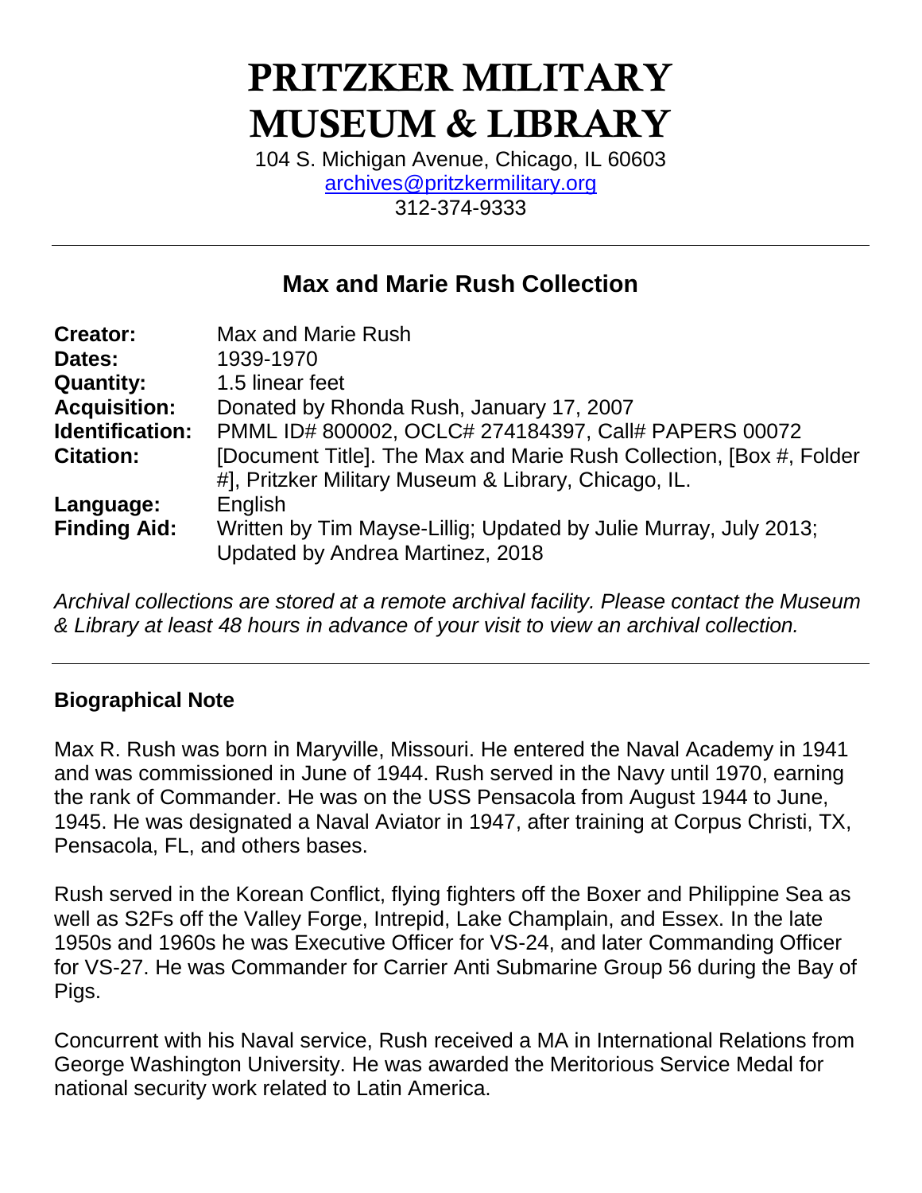# PRITZKER MILITARY MUSEUM & LIBRARY

104 S. Michigan Avenue, Chicago, IL 60603
archives@pritzkermilitary.org
312-374-9333

---

## Max and Marie Rush Collection

| | |
|---|---|
| **Creator:** | Max and Marie Rush |
| **Dates:** | 1939-1970 |
| **Quantity:** | 1.5 linear feet |
| **Acquisition:** | Donated by Rhonda Rush, January 17, 2007 |
| **Identification:** | PMML ID# 800002, OCLC# 274184397, Call# PAPERS 00072 |
| **Citation:** | [Document Title]. The Max and Marie Rush Collection, [Box #, Folder #], Pritzker Military Museum & Library, Chicago, IL. |
| **Language:** | English |
| **Finding Aid:** | Written by Tim Mayse-Lillig; Updated by Julie Murray, July 2013; Updated by Andrea Martinez, 2018 |

*Archival collections are stored at a remote archival facility. Please contact the Museum & Library at least 48 hours in advance of your visit to view an archival collection.*

---

### Biographical Note

Max R. Rush was born in Maryville, Missouri. He entered the Naval Academy in 1941 and was commissioned in June of 1944. Rush served in the Navy until 1970, earning the rank of Commander. He was on the USS Pensacola from August 1944 to June, 1945. He was designated a Naval Aviator in 1947, after training at Corpus Christi, TX, Pensacola, FL, and others bases.

Rush served in the Korean Conflict, flying fighters off the Boxer and Philippine Sea as well as S2Fs off the Valley Forge, Intrepid, Lake Champlain, and Essex. In the late 1950s and 1960s he was Executive Officer for VS-24, and later Commanding Officer for VS-27. He was Commander for Carrier Anti Submarine Group 56 during the Bay of Pigs.

Concurrent with his Naval service, Rush received a MA in International Relations from George Washington University. He was awarded the Meritorious Service Medal for national security work related to Latin America.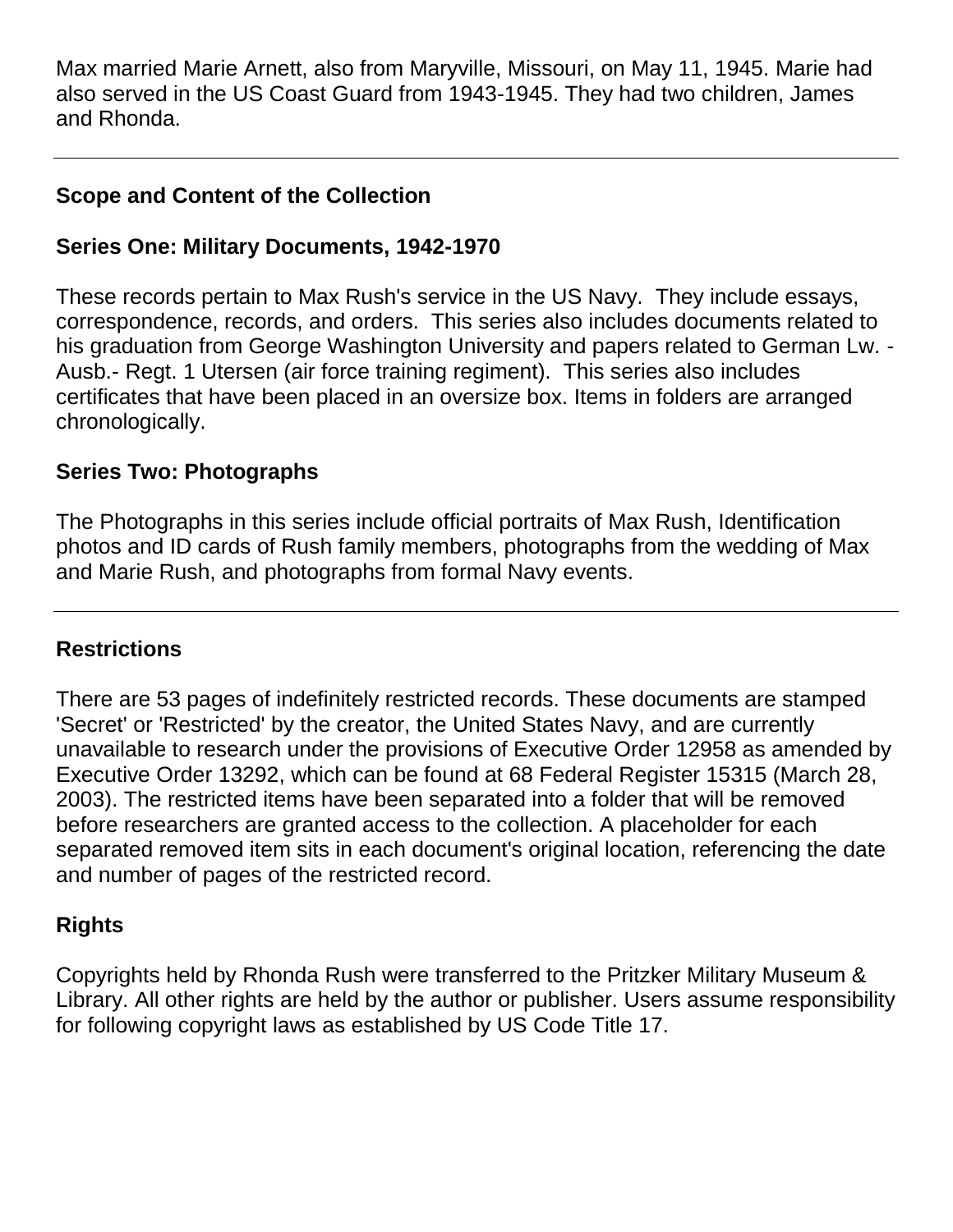Max married Marie Arnett, also from Maryville, Missouri, on May 11, 1945. Marie had also served in the US Coast Guard from 1943-1945. They had two children, James and Rhonda.

---

## Scope and Content of the Collection

### Series One: Military Documents, 1942-1970

These records pertain to Max Rush's service in the US Navy. They include essays, correspondence, records, and orders. This series also includes documents related to his graduation from George Washington University and papers related to German Lw. - Ausb.- Regt. 1 Utersen (air force training regiment). This series also includes certificates that have been placed in an oversize box. Items in folders are arranged chronologically.

### Series Two: Photographs

The Photographs in this series include official portraits of Max Rush, Identification photos and ID cards of Rush family members, photographs from the wedding of Max and Marie Rush, and photographs from formal Navy events.

---

## Restrictions

There are 53 pages of indefinitely restricted records. These documents are stamped 'Secret' or 'Restricted' by the creator, the United States Navy, and are currently unavailable to research under the provisions of Executive Order 12958 as amended by Executive Order 13292, which can be found at 68 Federal Register 15315 (March 28, 2003). The restricted items have been separated into a folder that will be removed before researchers are granted access to the collection. A placeholder for each separated removed item sits in each document's original location, referencing the date and number of pages of the restricted record.

## Rights

Copyrights held by Rhonda Rush were transferred to the Pritzker Military Museum & Library. All other rights are held by the author or publisher. Users assume responsibility for following copyright laws as established by US Code Title 17.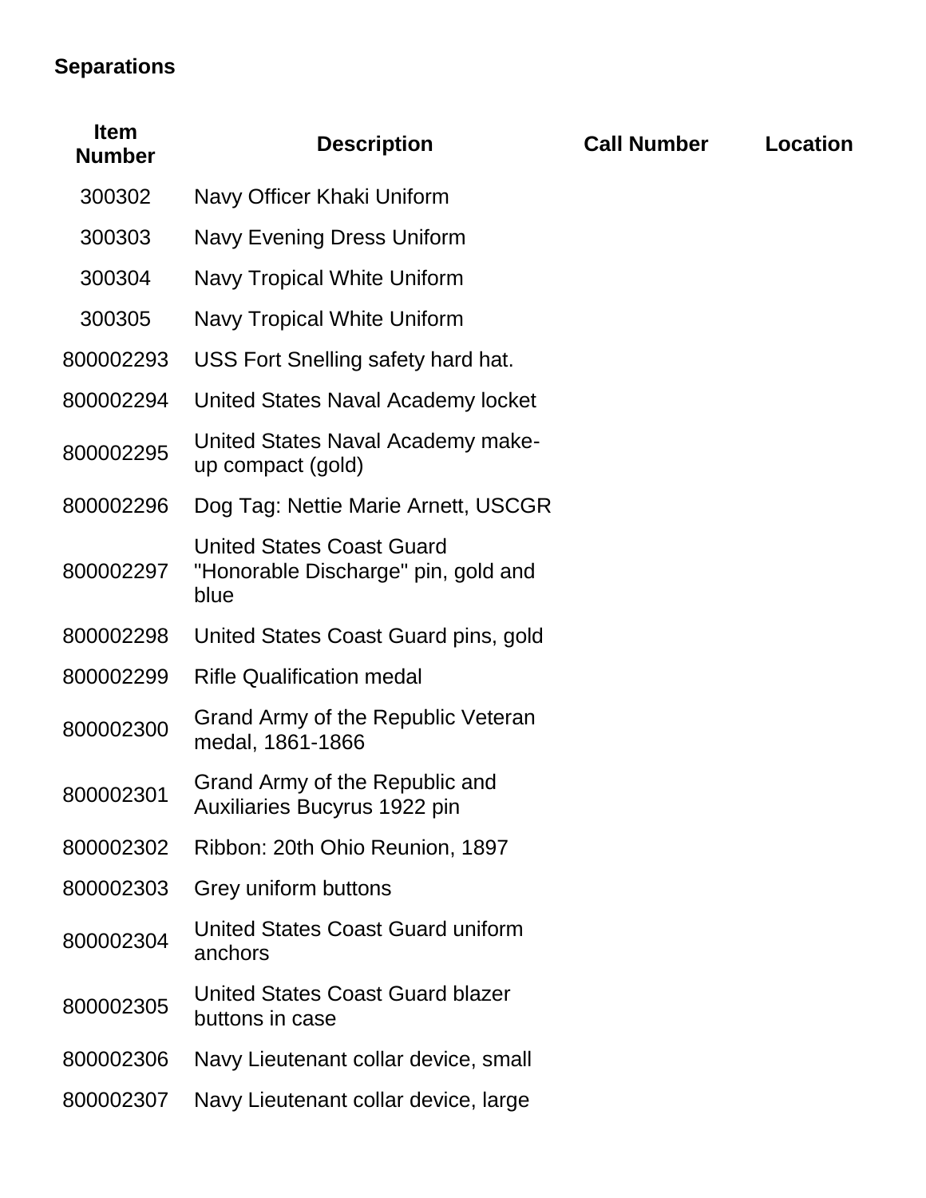**Separations**

| Item Number | Description | Call Number | Location |
|---|---|---|---|
| 300302 | Navy Officer Khaki Uniform | | |
| 300303 | Navy Evening Dress Uniform | | |
| 300304 | Navy Tropical White Uniform | | |
| 300305 | Navy Tropical White Uniform | | |
| 800002293 | USS Fort Snelling safety hard hat. | | |
| 800002294 | United States Naval Academy locket | | |
| 800002295 | United States Naval Academy make-up compact (gold) | | |
| 800002296 | Dog Tag: Nettie Marie Arnett, USCGR | | |
| 800002297 | United States Coast Guard "Honorable Discharge" pin, gold and blue | | |
| 800002298 | United States Coast Guard pins, gold | | |
| 800002299 | Rifle Qualification medal | | |
| 800002300 | Grand Army of the Republic Veteran medal, 1861-1866 | | |
| 800002301 | Grand Army of the Republic and Auxiliaries Bucyrus 1922 pin | | |
| 800002302 | Ribbon: 20th Ohio Reunion, 1897 | | |
| 800002303 | Grey uniform buttons | | |
| 800002304 | United States Coast Guard uniform anchors | | |
| 800002305 | United States Coast Guard blazer buttons in case | | |
| 800002306 | Navy Lieutenant collar device, small | | |
| 800002307 | Navy Lieutenant collar device, large | | |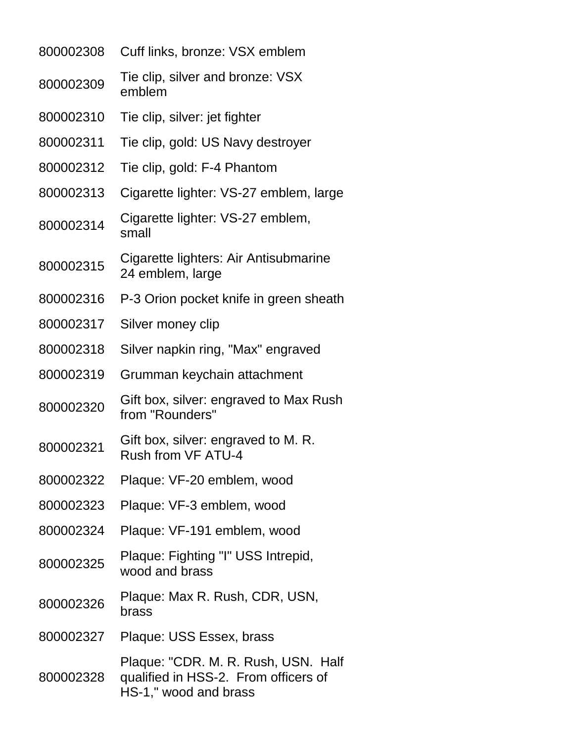| | |
|---|---|
| 800002308 | Cuff links, bronze: VSX emblem |
| 800002309 | Tie clip, silver and bronze: VSX emblem |
| 800002310 | Tie clip, silver: jet fighter |
| 800002311 | Tie clip, gold: US Navy destroyer |
| 800002312 | Tie clip, gold: F-4 Phantom |
| 800002313 | Cigarette lighter: VS-27 emblem, large |
| 800002314 | Cigarette lighter: VS-27 emblem, small |
| 800002315 | Cigarette lighters: Air Antisubmarine 24 emblem, large |
| 800002316 | P-3 Orion pocket knife in green sheath |
| 800002317 | Silver money clip |
| 800002318 | Silver napkin ring, "Max" engraved |
| 800002319 | Grumman keychain attachment |
| 800002320 | Gift box, silver: engraved to Max Rush from "Rounders" |
| 800002321 | Gift box, silver: engraved to M. R. Rush from VF ATU-4 |
| 800002322 | Plaque: VF-20 emblem, wood |
| 800002323 | Plaque: VF-3 emblem, wood |
| 800002324 | Plaque: VF-191 emblem, wood |
| 800002325 | Plaque: Fighting "I" USS Intrepid, wood and brass |
| 800002326 | Plaque: Max R. Rush, CDR, USN, brass |
| 800002327 | Plaque: USS Essex, brass |
| 800002328 | Plaque: "CDR. M. R. Rush, USN. Half qualified in HSS-2. From officers of HS-1," wood and brass |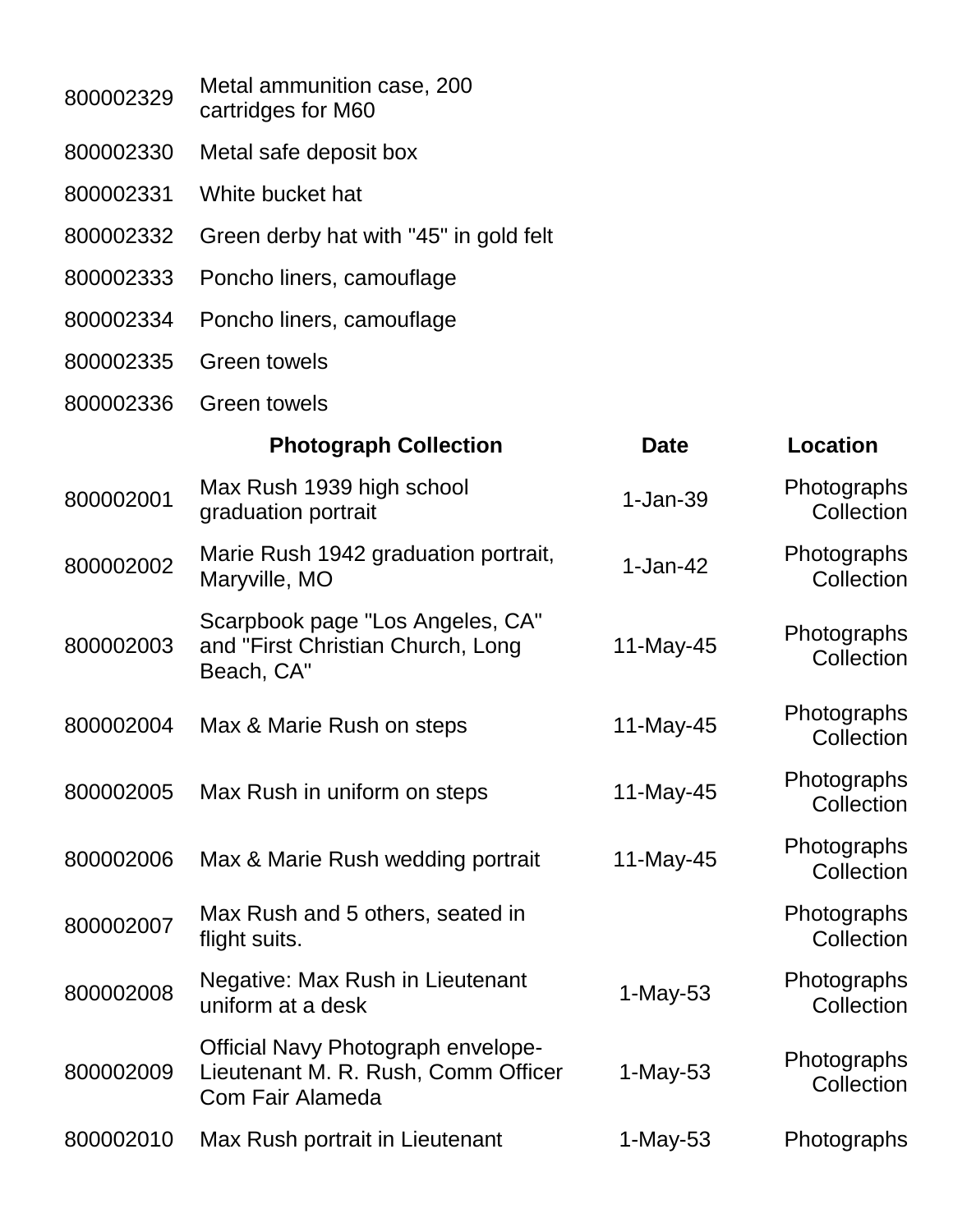| | | | |
|---|---|---|---|
| 800002329 | Metal ammunition case, 200 cartridges for M60 | | |
| 800002330 | Metal safe deposit box | | |
| 800002331 | White bucket hat | | |
| 800002332 | Green derby hat with "45" in gold felt | | |
| 800002333 | Poncho liners, camouflage | | |
| 800002334 | Poncho liners, camouflage | | |
| 800002335 | Green towels | | |
| 800002336 | Green towels | | |
| | **Photograph Collection** | **Date** | **Location** |
| 800002001 | Max Rush 1939 high school graduation portrait | 1-Jan-39 | Photographs Collection |
| 800002002 | Marie Rush 1942 graduation portrait, Maryville, MO | 1-Jan-42 | Photographs Collection |
| 800002003 | Scarpbook page "Los Angeles, CA" and "First Christian Church, Long Beach, CA" | 11-May-45 | Photographs Collection |
| 800002004 | Max & Marie Rush on steps | 11-May-45 | Photographs Collection |
| 800002005 | Max Rush in uniform on steps | 11-May-45 | Photographs Collection |
| 800002006 | Max & Marie Rush wedding portrait | 11-May-45 | Photographs Collection |
| 800002007 | Max Rush and 5 others, seated in flight suits. | | Photographs Collection |
| 800002008 | Negative: Max Rush in Lieutenant uniform at a desk | 1-May-53 | Photographs Collection |
| 800002009 | Official Navy Photograph envelope- Lieutenant M. R. Rush, Comm Officer Com Fair Alameda | 1-May-53 | Photographs Collection |
| 800002010 | Max Rush portrait in Lieutenant | 1-May-53 | Photographs |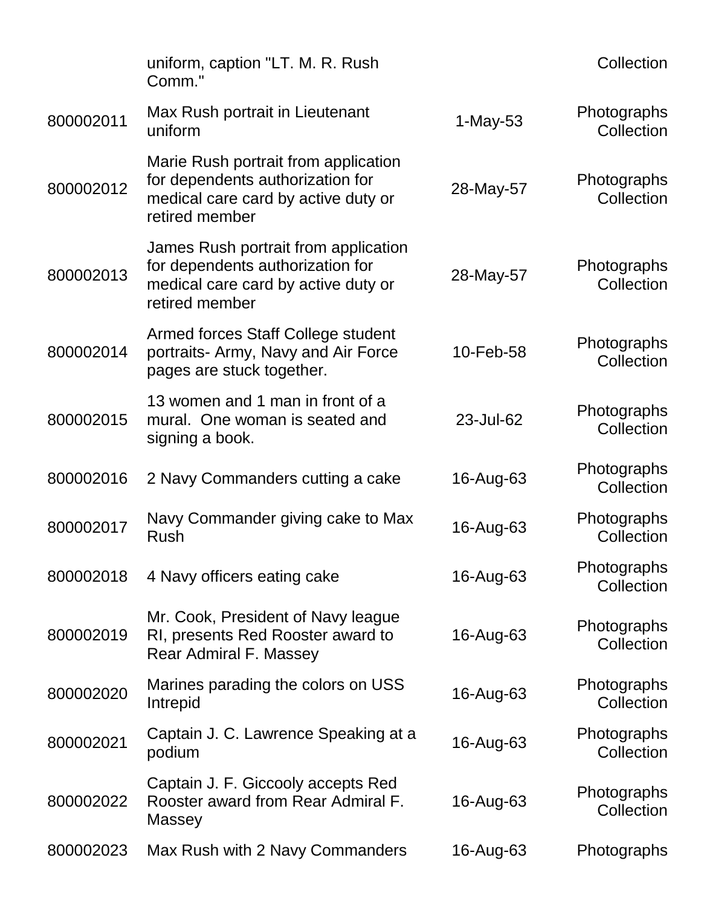| | | | |
|---|---|---|---|
| | uniform, caption "LT. M. R. Rush Comm." | | Collection |
| 800002011 | Max Rush portrait in Lieutenant uniform | 1-May-53 | Photographs Collection |
| 800002012 | Marie Rush portrait from application for dependents authorization for medical care card by active duty or retired member | 28-May-57 | Photographs Collection |
| 800002013 | James Rush portrait from application for dependents authorization for medical care card by active duty or retired member | 28-May-57 | Photographs Collection |
| 800002014 | Armed forces Staff College student portraits- Army, Navy and Air Force pages are stuck together. | 10-Feb-58 | Photographs Collection |
| 800002015 | 13 women and 1 man in front of a mural. One woman is seated and signing a book. | 23-Jul-62 | Photographs Collection |
| 800002016 | 2 Navy Commanders cutting a cake | 16-Aug-63 | Photographs Collection |
| 800002017 | Navy Commander giving cake to Max Rush | 16-Aug-63 | Photographs Collection |
| 800002018 | 4 Navy officers eating cake | 16-Aug-63 | Photographs Collection |
| 800002019 | Mr. Cook, President of Navy league RI, presents Red Rooster award to Rear Admiral F. Massey | 16-Aug-63 | Photographs Collection |
| 800002020 | Marines parading the colors on USS Intrepid | 16-Aug-63 | Photographs Collection |
| 800002021 | Captain J. C. Lawrence Speaking at a podium | 16-Aug-63 | Photographs Collection |
| 800002022 | Captain J. F. Giccooly accepts Red Rooster award from Rear Admiral F. Massey | 16-Aug-63 | Photographs Collection |
| 800002023 | Max Rush with 2 Navy Commanders | 16-Aug-63 | Photographs |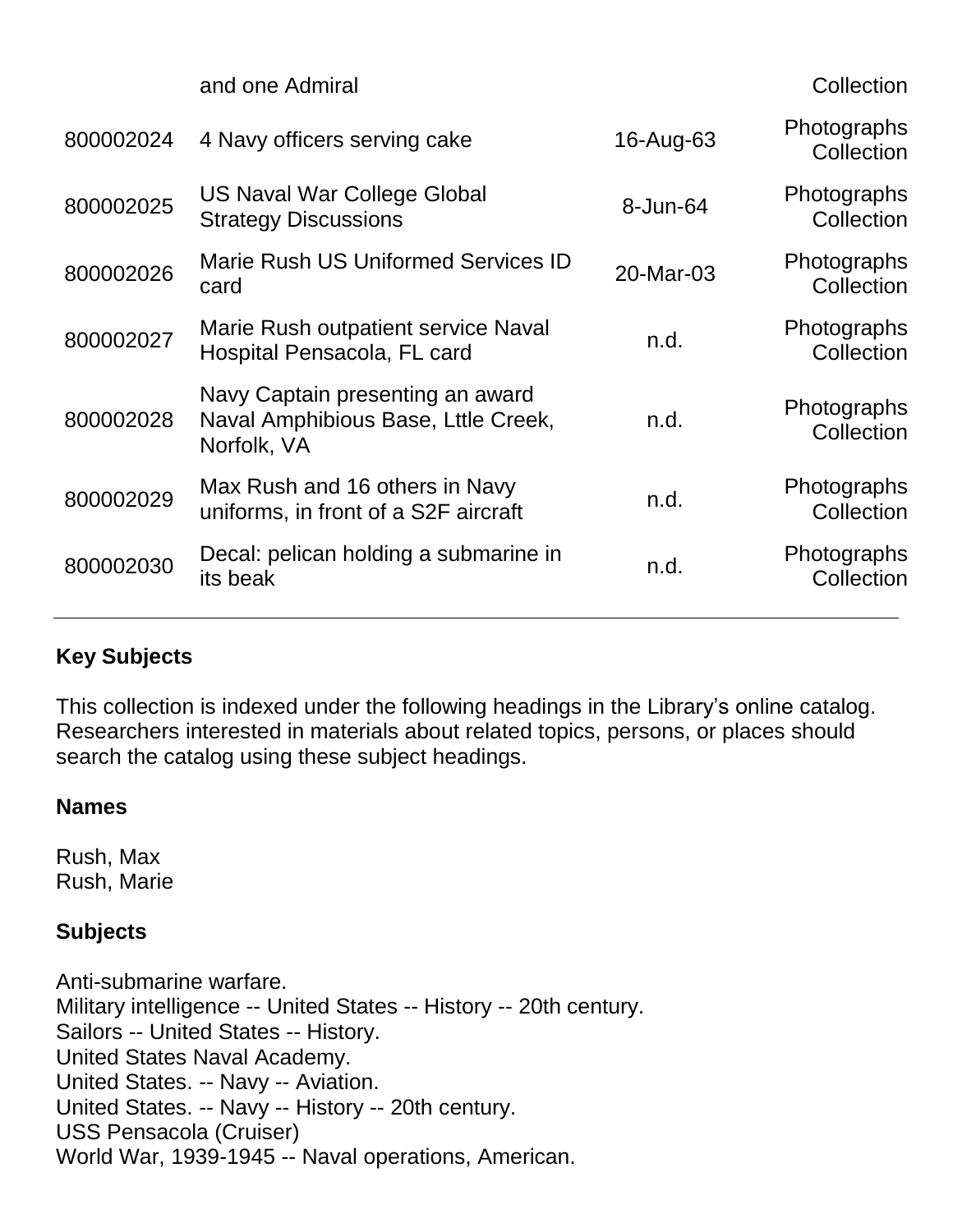|  | and one Admiral |  | Collection |
| --- | --- | --- | --- |
| 800002024 | 4 Navy officers serving cake | 16-Aug-63 | Photographs Collection |
| 800002025 | US Naval War College Global Strategy Discussions | 8-Jun-64 | Photographs Collection |
| 800002026 | Marie Rush US Uniformed Services ID card | 20-Mar-03 | Photographs Collection |
| 800002027 | Marie Rush outpatient service Naval Hospital Pensacola, FL card | n.d. | Photographs Collection |
| 800002028 | Navy Captain presenting an award Naval Amphibious Base, Lttle Creek, Norfolk, VA | n.d. | Photographs Collection |
| 800002029 | Max Rush and 16 others in Navy uniforms, in front of a S2F aircraft | n.d. | Photographs Collection |
| 800002030 | Decal: pelican holding a submarine in its beak | n.d. | Photographs Collection |

**Key Subjects**

This collection is indexed under the following headings in the Library's online catalog. Researchers interested in materials about related topics, persons, or places should search the catalog using these subject headings.

**Names**

Rush, Max
Rush, Marie

**Subjects**

Anti-submarine warfare.
Military intelligence -- United States -- History -- 20th century.
Sailors -- United States -- History.
United States Naval Academy.
United States. -- Navy -- Aviation.
United States. -- Navy -- History -- 20th century.
USS Pensacola (Cruiser)
World War, 1939-1945 -- Naval operations, American.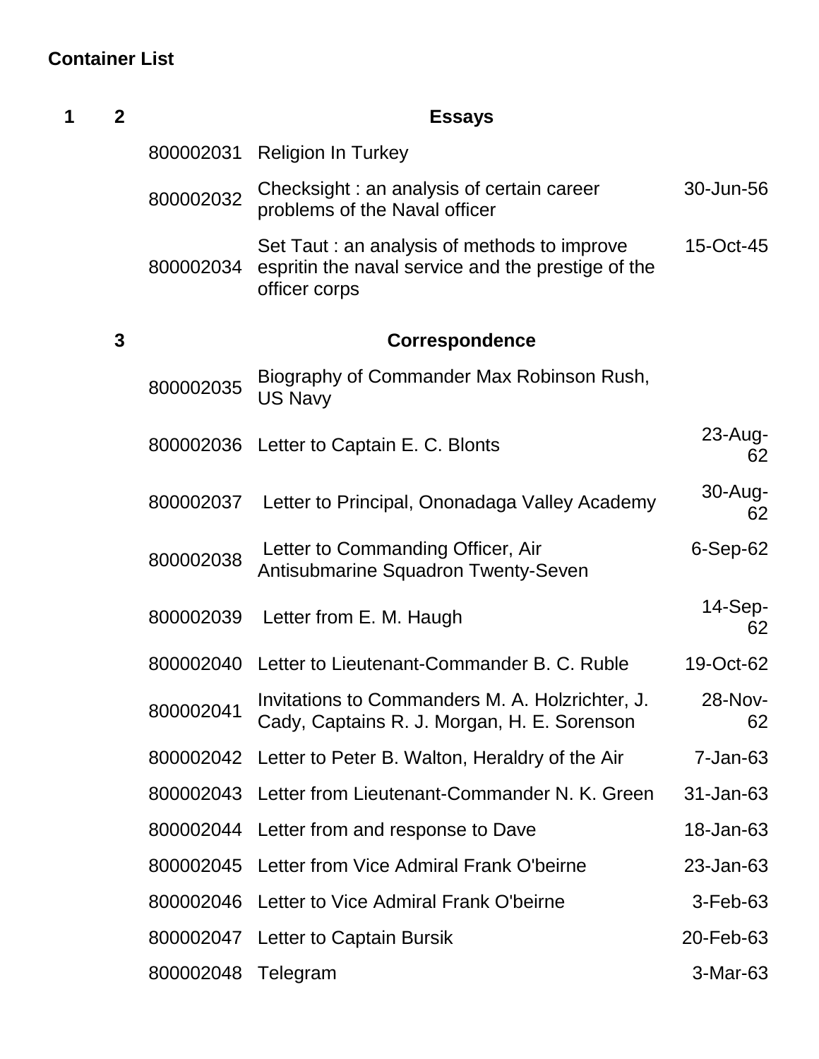## Container List

| Box | Folder | ID | Title | Date |
|---|---|---|---|---|
| 1 | 2 | | **Essays** | |
| | | 800002031 | Religion In Turkey | |
| | | 800002032 | Checksight : an analysis of certain career problems of the Naval officer | 30-Jun-56 |
| | | 800002034 | Set Taut : an analysis of methods to improve espritin the naval service and the prestige of the officer corps | 15-Oct-45 |
| | 3 | | **Correspondence** | |
| | | 800002035 | Biography of Commander Max Robinson Rush, US Navy | |
| | | 800002036 | Letter to Captain E. C. Blonts | 23-Aug-62 |
| | | 800002037 | Letter to Principal, Ononadaga Valley Academy | 30-Aug-62 |
| | | 800002038 | Letter to Commanding Officer, Air Antisubmarine Squadron Twenty-Seven | 6-Sep-62 |
| | | 800002039 | Letter from E. M. Haugh | 14-Sep-62 |
| | | 800002040 | Letter to Lieutenant-Commander B. C. Ruble | 19-Oct-62 |
| | | 800002041 | Invitations to Commanders M. A. Holzrichter, J. Cady, Captains R. J. Morgan, H. E. Sorenson | 28-Nov-62 |
| | | 800002042 | Letter to Peter B. Walton, Heraldry of the Air | 7-Jan-63 |
| | | 800002043 | Letter from Lieutenant-Commander N. K. Green | 31-Jan-63 |
| | | 800002044 | Letter from and response to Dave | 18-Jan-63 |
| | | 800002045 | Letter from Vice Admiral Frank O'beirne | 23-Jan-63 |
| | | 800002046 | Letter to Vice Admiral Frank O'beirne | 3-Feb-63 |
| | | 800002047 | Letter to Captain Bursik | 20-Feb-63 |
| | | 800002048 | Telegram | 3-Mar-63 |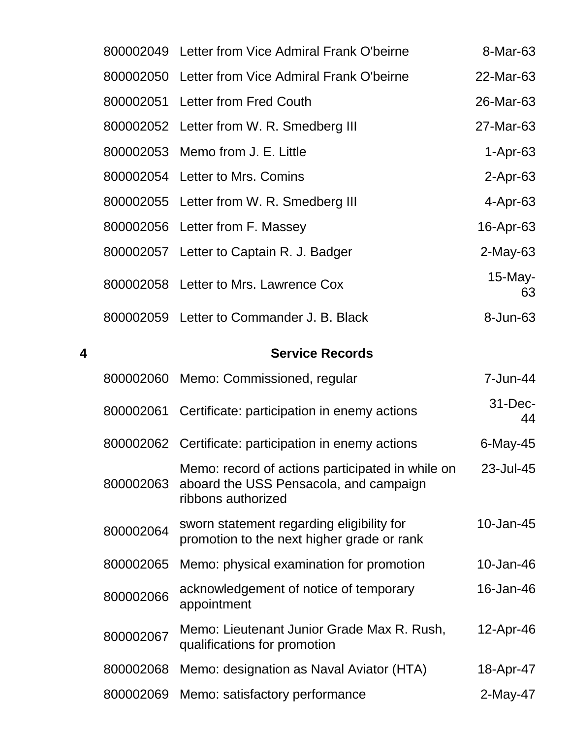| | | |
|---|---|---|
| 800002049 | Letter from Vice Admiral Frank O'beirne | 8-Mar-63 |
| 800002050 | Letter from Vice Admiral Frank O'beirne | 22-Mar-63 |
| 800002051 | Letter from Fred Couth | 26-Mar-63 |
| 800002052 | Letter from W. R. Smedberg III | 27-Mar-63 |
| 800002053 | Memo from J. E. Little | 1-Apr-63 |
| 800002054 | Letter to Mrs. Comins | 2-Apr-63 |
| 800002055 | Letter from W. R. Smedberg III | 4-Apr-63 |
| 800002056 | Letter from F. Massey | 16-Apr-63 |
| 800002057 | Letter to Captain R. J. Badger | 2-May-63 |
| 800002058 | Letter to Mrs. Lawrence Cox | 15-May-63 |
| 800002059 | Letter to Commander J. B. Black | 8-Jun-63 |

**4** **Service Records**

| | | |
|---|---|---|
| 800002060 | Memo: Commissioned, regular | 7-Jun-44 |
| 800002061 | Certificate: participation in enemy actions | 31-Dec-44 |
| 800002062 | Certificate: participation in enemy actions | 6-May-45 |
| 800002063 | Memo: record of actions participated in while on aboard the USS Pensacola, and campaign ribbons authorized | 23-Jul-45 |
| 800002064 | sworn statement regarding eligibility for promotion to the next higher grade or rank | 10-Jan-45 |
| 800002065 | Memo: physical examination for promotion | 10-Jan-46 |
| 800002066 | acknowledgement of notice of temporary appointment | 16-Jan-46 |
| 800002067 | Memo: Lieutenant Junior Grade Max R. Rush, qualifications for promotion | 12-Apr-46 |
| 800002068 | Memo: designation as Naval Aviator (HTA) | 18-Apr-47 |
| 800002069 | Memo: satisfactory performance | 2-May-47 |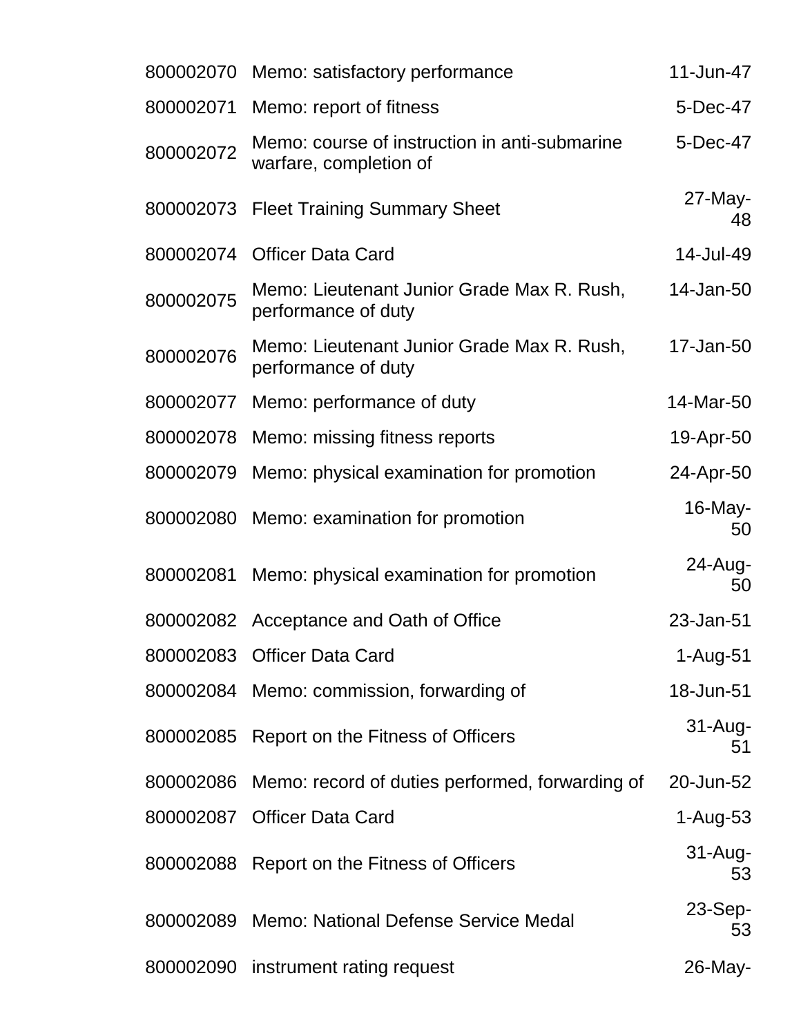| | | |
|---|---|---|
| 800002070 | Memo: satisfactory performance | 11-Jun-47 |
| 800002071 | Memo: report of fitness | 5-Dec-47 |
| 800002072 | Memo: course of instruction in anti-submarine warfare, completion of | 5-Dec-47 |
| 800002073 | Fleet Training Summary Sheet | 27-May-48 |
| 800002074 | Officer Data Card | 14-Jul-49 |
| 800002075 | Memo: Lieutenant Junior Grade Max R. Rush, performance of duty | 14-Jan-50 |
| 800002076 | Memo: Lieutenant Junior Grade Max R. Rush, performance of duty | 17-Jan-50 |
| 800002077 | Memo: performance of duty | 14-Mar-50 |
| 800002078 | Memo: missing fitness reports | 19-Apr-50 |
| 800002079 | Memo: physical examination for promotion | 24-Apr-50 |
| 800002080 | Memo: examination for promotion | 16-May-50 |
| 800002081 | Memo: physical examination for promotion | 24-Aug-50 |
| 800002082 | Acceptance and Oath of Office | 23-Jan-51 |
| 800002083 | Officer Data Card | 1-Aug-51 |
| 800002084 | Memo: commission, forwarding of | 18-Jun-51 |
| 800002085 | Report on the Fitness of Officers | 31-Aug-51 |
| 800002086 | Memo: record of duties performed, forwarding of | 20-Jun-52 |
| 800002087 | Officer Data Card | 1-Aug-53 |
| 800002088 | Report on the Fitness of Officers | 31-Aug-53 |
| 800002089 | Memo: National Defense Service Medal | 23-Sep-53 |
| 800002090 | instrument rating request | 26-May- |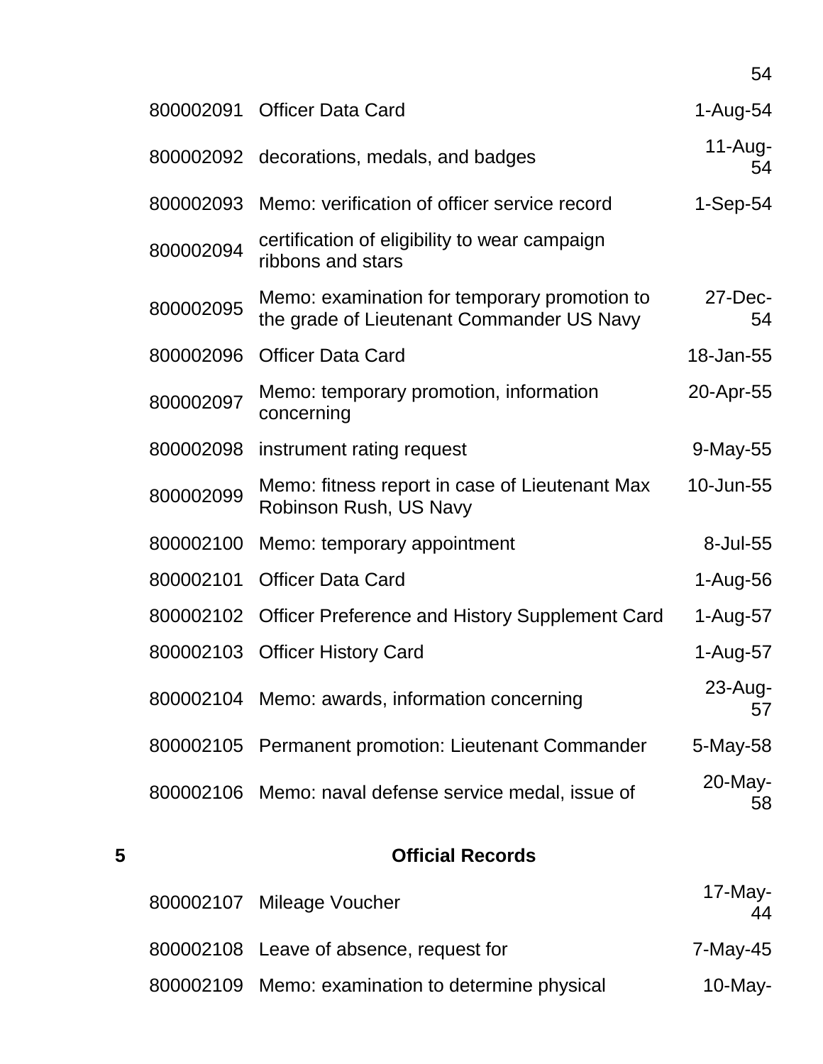| | | |
|---|---|---|
| | | 54 |
| 800002091 | Officer Data Card | 1-Aug-54 |
| 800002092 | decorations, medals, and badges | 11-Aug-54 |
| 800002093 | Memo: verification of officer service record | 1-Sep-54 |
| 800002094 | certification of eligibility to wear campaign ribbons and stars | |
| 800002095 | Memo: examination for temporary promotion to the grade of Lieutenant Commander US Navy | 27-Dec-54 |
| 800002096 | Officer Data Card | 18-Jan-55 |
| 800002097 | Memo: temporary promotion, information concerning | 20-Apr-55 |
| 800002098 | instrument rating request | 9-May-55 |
| 800002099 | Memo: fitness report in case of Lieutenant Max Robinson Rush, US Navy | 10-Jun-55 |
| 800002100 | Memo: temporary appointment | 8-Jul-55 |
| 800002101 | Officer Data Card | 1-Aug-56 |
| 800002102 | Officer Preference and History Supplement Card | 1-Aug-57 |
| 800002103 | Officer History Card | 1-Aug-57 |
| 800002104 | Memo: awards, information concerning | 23-Aug-57 |
| 800002105 | Permanent promotion: Lieutenant Commander | 5-May-58 |
| 800002106 | Memo: naval defense service medal, issue of | 20-May-58 |

**5** **Official Records**

| | | |
|---|---|---|
| 800002107 | Mileage Voucher | 17-May-44 |
| 800002108 | Leave of absence, request for | 7-May-45 |
| 800002109 | Memo: examination to determine physical | 10-May- |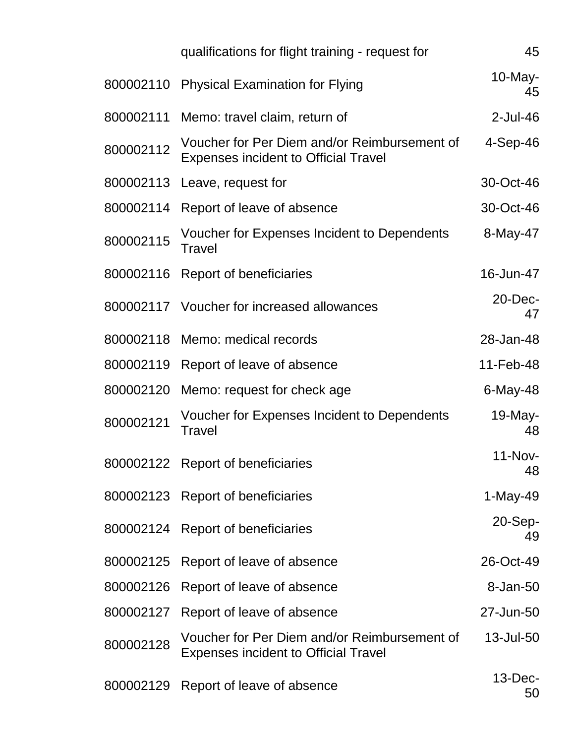| | | |
|---|---|---|
| | qualifications for flight training - request for | 45 |
| 800002110 | Physical Examination for Flying | 10-May-45 |
| 800002111 | Memo: travel claim, return of | 2-Jul-46 |
| 800002112 | Voucher for Per Diem and/or Reimbursement of Expenses incident to Official Travel | 4-Sep-46 |
| 800002113 | Leave, request for | 30-Oct-46 |
| 800002114 | Report of leave of absence | 30-Oct-46 |
| 800002115 | Voucher for Expenses Incident to Dependents Travel | 8-May-47 |
| 800002116 | Report of beneficiaries | 16-Jun-47 |
| 800002117 | Voucher for increased allowances | 20-Dec-47 |
| 800002118 | Memo: medical records | 28-Jan-48 |
| 800002119 | Report of leave of absence | 11-Feb-48 |
| 800002120 | Memo: request for check age | 6-May-48 |
| 800002121 | Voucher for Expenses Incident to Dependents Travel | 19-May-48 |
| 800002122 | Report of beneficiaries | 11-Nov-48 |
| 800002123 | Report of beneficiaries | 1-May-49 |
| 800002124 | Report of beneficiaries | 20-Sep-49 |
| 800002125 | Report of leave of absence | 26-Oct-49 |
| 800002126 | Report of leave of absence | 8-Jan-50 |
| 800002127 | Report of leave of absence | 27-Jun-50 |
| 800002128 | Voucher for Per Diem and/or Reimbursement of Expenses incident to Official Travel | 13-Jul-50 |
| 800002129 | Report of leave of absence | 13-Dec-50 |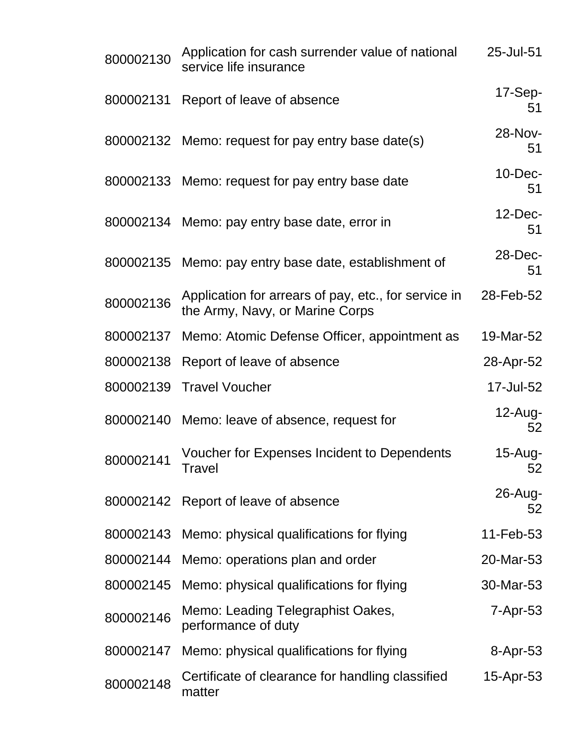| | | |
|---|---|---|
| 800002130 | Application for cash surrender value of national service life insurance | 25-Jul-51 |
| 800002131 | Report of leave of absence | 17-Sep-51 |
| 800002132 | Memo: request for pay entry base date(s) | 28-Nov-51 |
| 800002133 | Memo: request for pay entry base date | 10-Dec-51 |
| 800002134 | Memo: pay entry base date, error in | 12-Dec-51 |
| 800002135 | Memo: pay entry base date, establishment of | 28-Dec-51 |
| 800002136 | Application for arrears of pay, etc., for service in the Army, Navy, or Marine Corps | 28-Feb-52 |
| 800002137 | Memo: Atomic Defense Officer, appointment as | 19-Mar-52 |
| 800002138 | Report of leave of absence | 28-Apr-52 |
| 800002139 | Travel Voucher | 17-Jul-52 |
| 800002140 | Memo: leave of absence, request for | 12-Aug-52 |
| 800002141 | Voucher for Expenses Incident to Dependents Travel | 15-Aug-52 |
| 800002142 | Report of leave of absence | 26-Aug-52 |
| 800002143 | Memo: physical qualifications for flying | 11-Feb-53 |
| 800002144 | Memo: operations plan and order | 20-Mar-53 |
| 800002145 | Memo: physical qualifications for flying | 30-Mar-53 |
| 800002146 | Memo: Leading Telegraphist Oakes, performance of duty | 7-Apr-53 |
| 800002147 | Memo: physical qualifications for flying | 8-Apr-53 |
| 800002148 | Certificate of clearance for handling classified matter | 15-Apr-53 |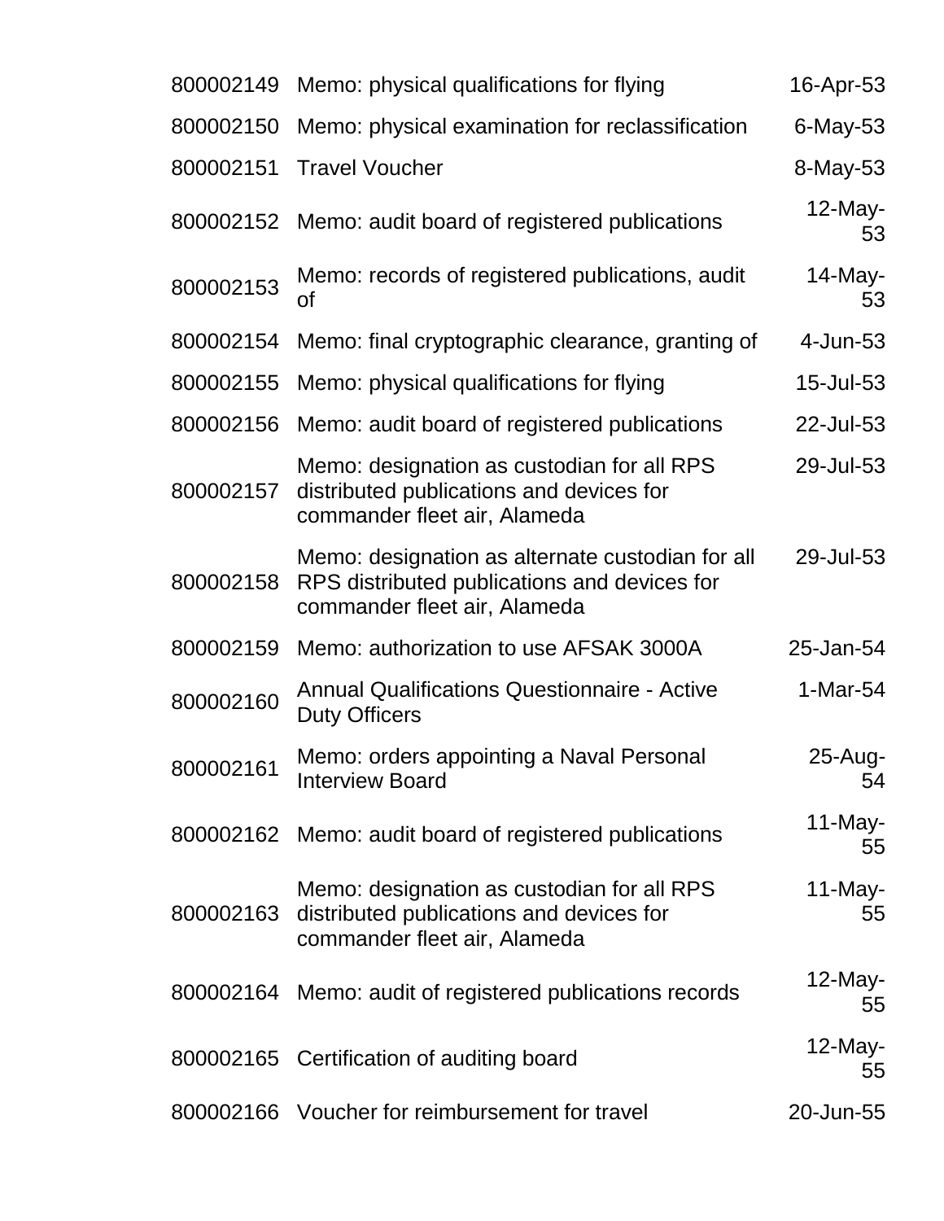| | | |
|---|---|---|
| 800002149 | Memo: physical qualifications for flying | 16-Apr-53 |
| 800002150 | Memo: physical examination for reclassification | 6-May-53 |
| 800002151 | Travel Voucher | 8-May-53 |
| 800002152 | Memo: audit board of registered publications | 12-May-53 |
| 800002153 | Memo: records of registered publications, audit of | 14-May-53 |
| 800002154 | Memo: final cryptographic clearance, granting of | 4-Jun-53 |
| 800002155 | Memo: physical qualifications for flying | 15-Jul-53 |
| 800002156 | Memo: audit board of registered publications | 22-Jul-53 |
| 800002157 | Memo: designation as custodian for all RPS distributed publications and devices for commander fleet air, Alameda | 29-Jul-53 |
| 800002158 | Memo: designation as alternate custodian for all RPS distributed publications and devices for commander fleet air, Alameda | 29-Jul-53 |
| 800002159 | Memo: authorization to use AFSAK 3000A | 25-Jan-54 |
| 800002160 | Annual Qualifications Questionnaire - Active Duty Officers | 1-Mar-54 |
| 800002161 | Memo: orders appointing a Naval Personal Interview Board | 25-Aug-54 |
| 800002162 | Memo: audit board of registered publications | 11-May-55 |
| 800002163 | Memo: designation as custodian for all RPS distributed publications and devices for commander fleet air, Alameda | 11-May-55 |
| 800002164 | Memo: audit of registered publications records | 12-May-55 |
| 800002165 | Certification of auditing board | 12-May-55 |
| 800002166 | Voucher for reimbursement for travel | 20-Jun-55 |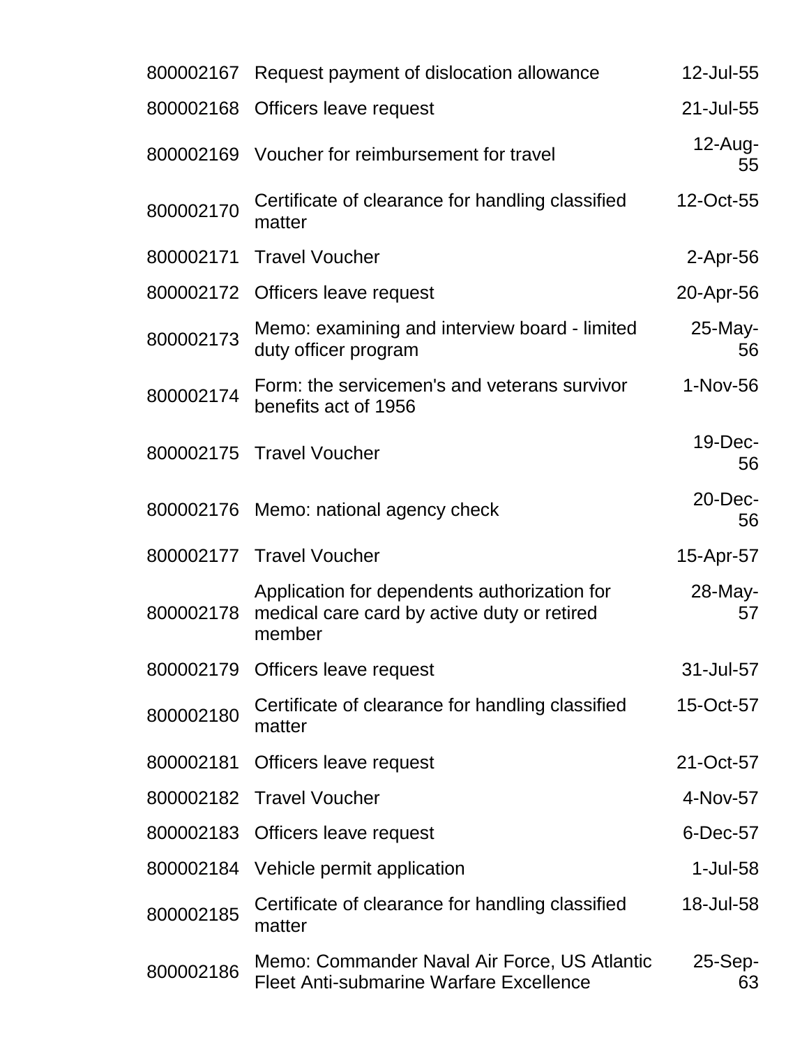| | | |
|---|---|---|
| 800002167 | Request payment of dislocation allowance | 12-Jul-55 |
| 800002168 | Officers leave request | 21-Jul-55 |
| 800002169 | Voucher for reimbursement for travel | 12-Aug-55 |
| 800002170 | Certificate of clearance for handling classified matter | 12-Oct-55 |
| 800002171 | Travel Voucher | 2-Apr-56 |
| 800002172 | Officers leave request | 20-Apr-56 |
| 800002173 | Memo: examining and interview board - limited duty officer program | 25-May-56 |
| 800002174 | Form: the servicemen's and veterans survivor benefits act of 1956 | 1-Nov-56 |
| 800002175 | Travel Voucher | 19-Dec-56 |
| 800002176 | Memo: national agency check | 20-Dec-56 |
| 800002177 | Travel Voucher | 15-Apr-57 |
| 800002178 | Application for dependents authorization for medical care card by active duty or retired member | 28-May-57 |
| 800002179 | Officers leave request | 31-Jul-57 |
| 800002180 | Certificate of clearance for handling classified matter | 15-Oct-57 |
| 800002181 | Officers leave request | 21-Oct-57 |
| 800002182 | Travel Voucher | 4-Nov-57 |
| 800002183 | Officers leave request | 6-Dec-57 |
| 800002184 | Vehicle permit application | 1-Jul-58 |
| 800002185 | Certificate of clearance for handling classified matter | 18-Jul-58 |
| 800002186 | Memo: Commander Naval Air Force, US Atlantic Fleet Anti-submarine Warfare Excellence | 25-Sep-63 |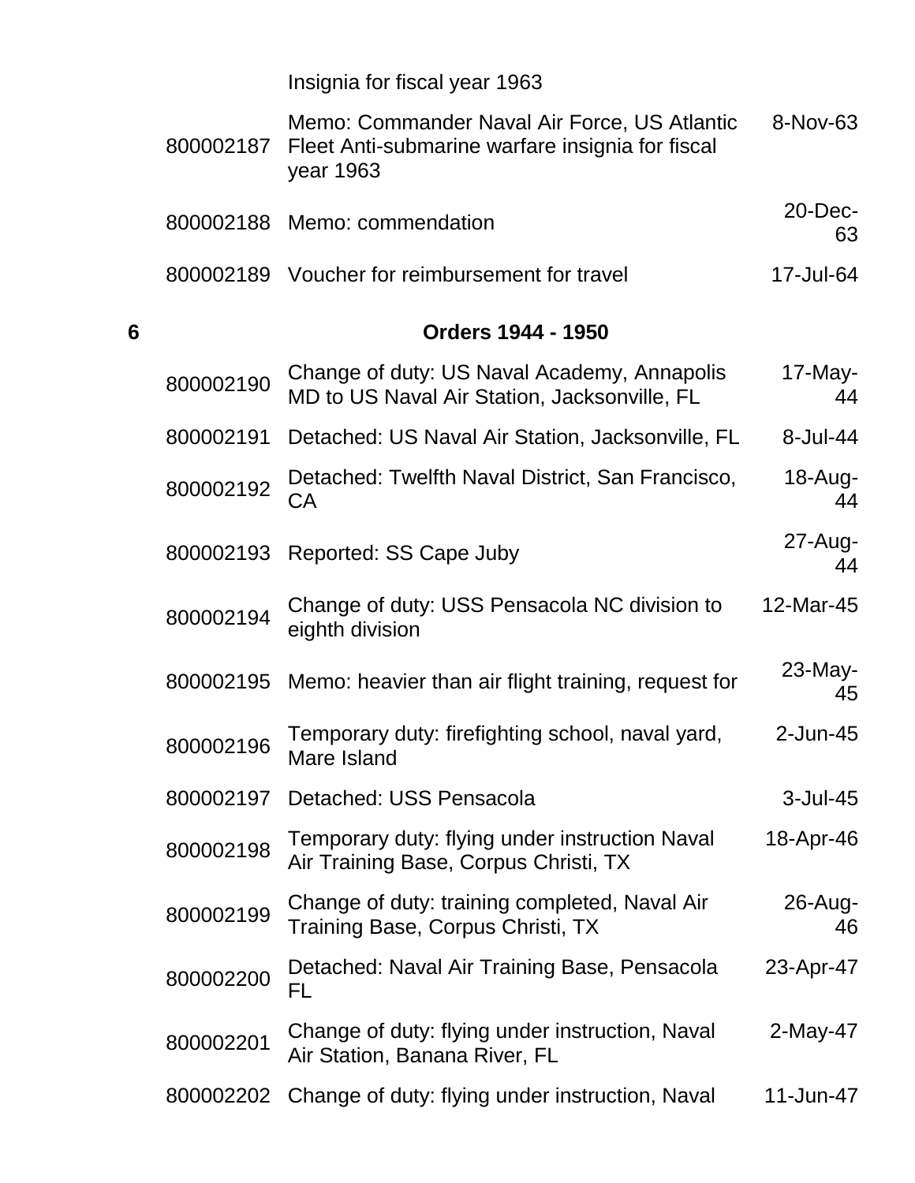| | | | |
|---|---|---|---|
| | | Insignia for fiscal year 1963 | |
| | 800002187 | Memo: Commander Naval Air Force, US Atlantic Fleet Anti-submarine warfare insignia for fiscal year 1963 | 8-Nov-63 |
| | 800002188 | Memo: commendation | 20-Dec-63 |
| | 800002189 | Voucher for reimbursement for travel | 17-Jul-64 |
| **6** | | **Orders 1944 - 1950** | |
| | 800002190 | Change of duty: US Naval Academy, Annapolis MD to US Naval Air Station, Jacksonville, FL | 17-May-44 |
| | 800002191 | Detached: US Naval Air Station, Jacksonville, FL | 8-Jul-44 |
| | 800002192 | Detached: Twelfth Naval District, San Francisco, CA | 18-Aug-44 |
| | 800002193 | Reported: SS Cape Juby | 27-Aug-44 |
| | 800002194 | Change of duty: USS Pensacola NC division to eighth division | 12-Mar-45 |
| | 800002195 | Memo: heavier than air flight training, request for | 23-May-45 |
| | 800002196 | Temporary duty: firefighting school, naval yard, Mare Island | 2-Jun-45 |
| | 800002197 | Detached: USS Pensacola | 3-Jul-45 |
| | 800002198 | Temporary duty: flying under instruction Naval Air Training Base, Corpus Christi, TX | 18-Apr-46 |
| | 800002199 | Change of duty: training completed, Naval Air Training Base, Corpus Christi, TX | 26-Aug-46 |
| | 800002200 | Detached: Naval Air Training Base, Pensacola FL | 23-Apr-47 |
| | 800002201 | Change of duty: flying under instruction, Naval Air Station, Banana River, FL | 2-May-47 |
| | 800002202 | Change of duty: flying under instruction, Naval | 11-Jun-47 |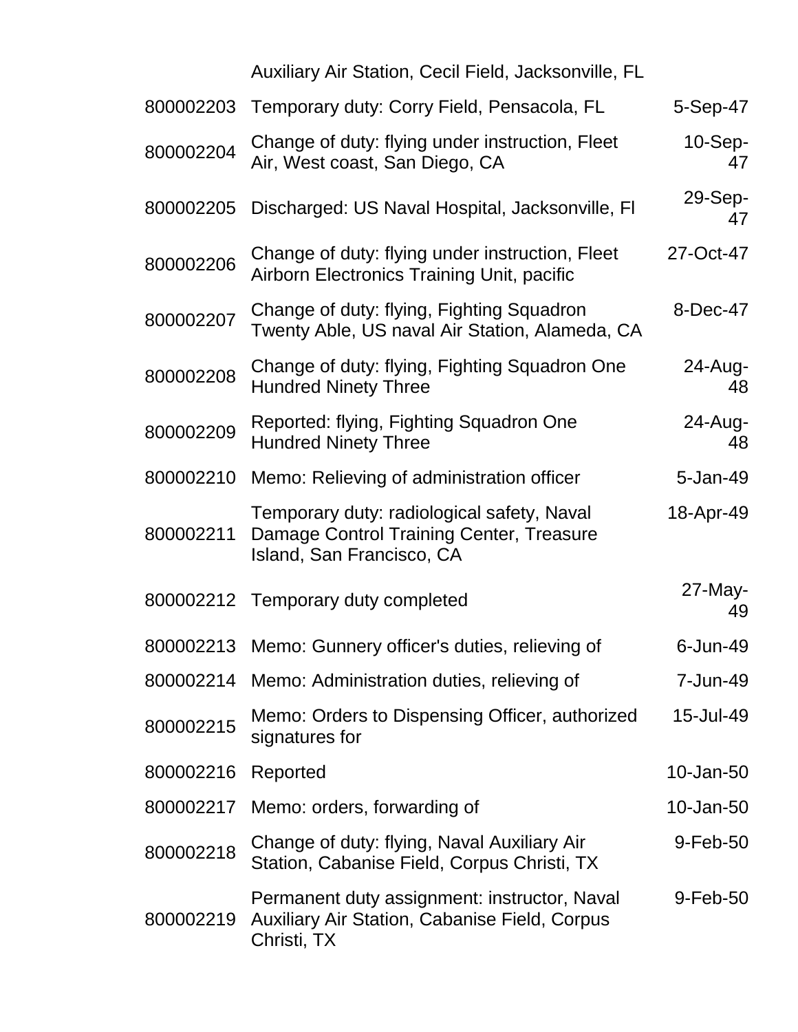| | | |
|---|---|---|
| | Auxiliary Air Station, Cecil Field, Jacksonville, FL | |
| 800002203 | Temporary duty: Corry Field, Pensacola, FL | 5-Sep-47 |
| 800002204 | Change of duty: flying under instruction, Fleet Air, West coast, San Diego, CA | 10-Sep-47 |
| 800002205 | Discharged: US Naval Hospital, Jacksonville, Fl | 29-Sep-47 |
| 800002206 | Change of duty: flying under instruction, Fleet Airborn Electronics Training Unit, pacific | 27-Oct-47 |
| 800002207 | Change of duty: flying, Fighting Squadron Twenty Able, US naval Air Station, Alameda, CA | 8-Dec-47 |
| 800002208 | Change of duty: flying, Fighting Squadron One Hundred Ninety Three | 24-Aug-48 |
| 800002209 | Reported: flying, Fighting Squadron One Hundred Ninety Three | 24-Aug-48 |
| 800002210 | Memo: Relieving of administration officer | 5-Jan-49 |
| 800002211 | Temporary duty: radiological safety, Naval Damage Control Training Center, Treasure Island, San Francisco, CA | 18-Apr-49 |
| 800002212 | Temporary duty completed | 27-May-49 |
| 800002213 | Memo: Gunnery officer's duties, relieving of | 6-Jun-49 |
| 800002214 | Memo: Administration duties, relieving of | 7-Jun-49 |
| 800002215 | Memo: Orders to Dispensing Officer, authorized signatures for | 15-Jul-49 |
| 800002216 | Reported | 10-Jan-50 |
| 800002217 | Memo: orders, forwarding of | 10-Jan-50 |
| 800002218 | Change of duty: flying, Naval Auxiliary Air Station, Cabanise Field, Corpus Christi, TX | 9-Feb-50 |
| 800002219 | Permanent duty assignment: instructor, Naval Auxiliary Air Station, Cabanise Field, Corpus Christi, TX | 9-Feb-50 |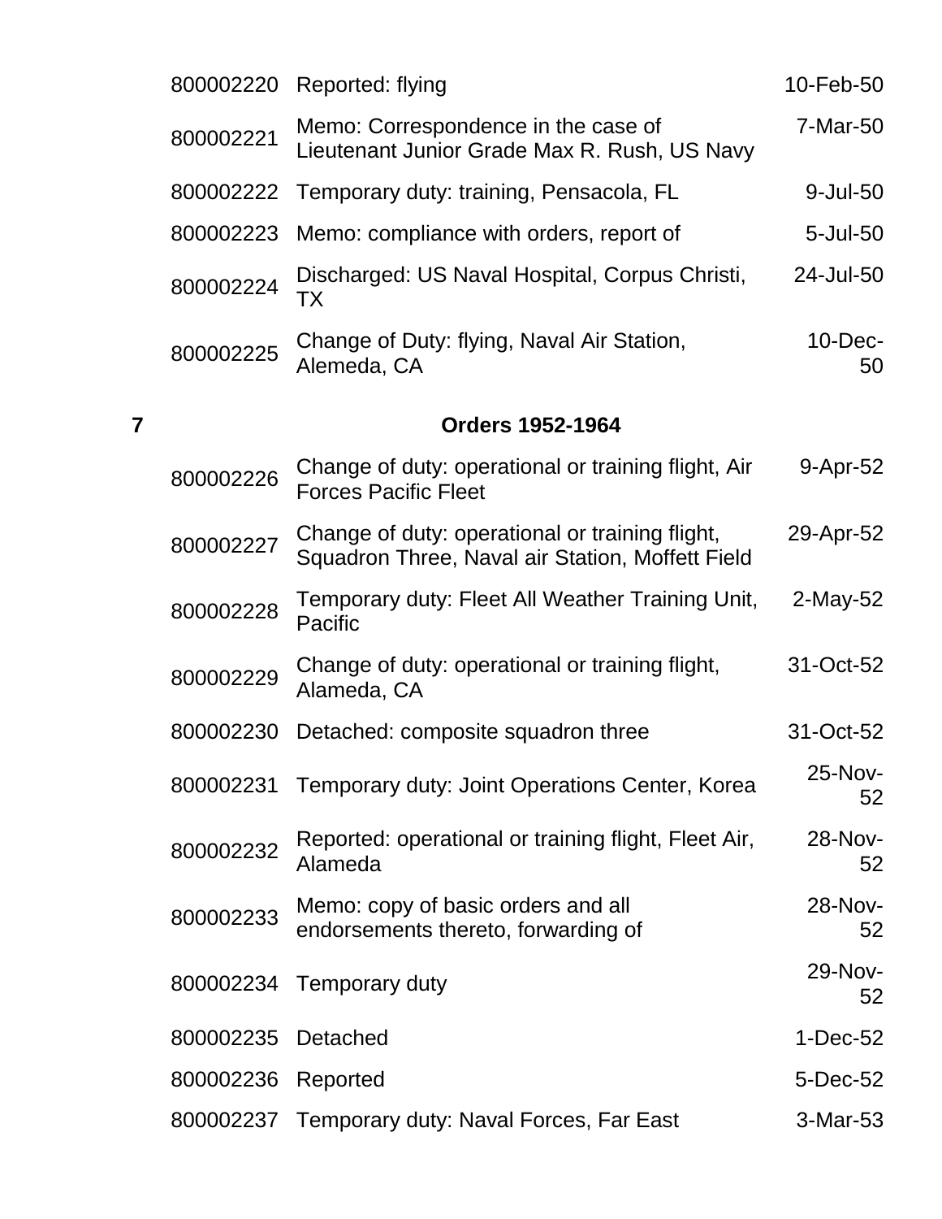| | | |
|---|---|---|
| 800002220 | Reported: flying | 10-Feb-50 |
| 800002221 | Memo: Correspondence in the case of Lieutenant Junior Grade Max R. Rush, US Navy | 7-Mar-50 |
| 800002222 | Temporary duty: training, Pensacola, FL | 9-Jul-50 |
| 800002223 | Memo: compliance with orders, report of | 5-Jul-50 |
| 800002224 | Discharged: US Naval Hospital, Corpus Christi, TX | 24-Jul-50 |
| 800002225 | Change of Duty: flying, Naval Air Station, Alemeda, CA | 10-Dec-50 |

**7** **Orders 1952-1964**

| | | |
|---|---|---|
| 800002226 | Change of duty: operational or training flight, Air Forces Pacific Fleet | 9-Apr-52 |
| 800002227 | Change of duty: operational or training flight, Squadron Three, Naval air Station, Moffett Field | 29-Apr-52 |
| 800002228 | Temporary duty: Fleet All Weather Training Unit, Pacific | 2-May-52 |
| 800002229 | Change of duty: operational or training flight, Alameda, CA | 31-Oct-52 |
| 800002230 | Detached: composite squadron three | 31-Oct-52 |
| 800002231 | Temporary duty: Joint Operations Center, Korea | 25-Nov-52 |
| 800002232 | Reported: operational or training flight, Fleet Air, Alameda | 28-Nov-52 |
| 800002233 | Memo: copy of basic orders and all endorsements thereto, forwarding of | 28-Nov-52 |
| 800002234 | Temporary duty | 29-Nov-52 |
| 800002235 | Detached | 1-Dec-52 |
| 800002236 | Reported | 5-Dec-52 |
| 800002237 | Temporary duty: Naval Forces, Far East | 3-Mar-53 |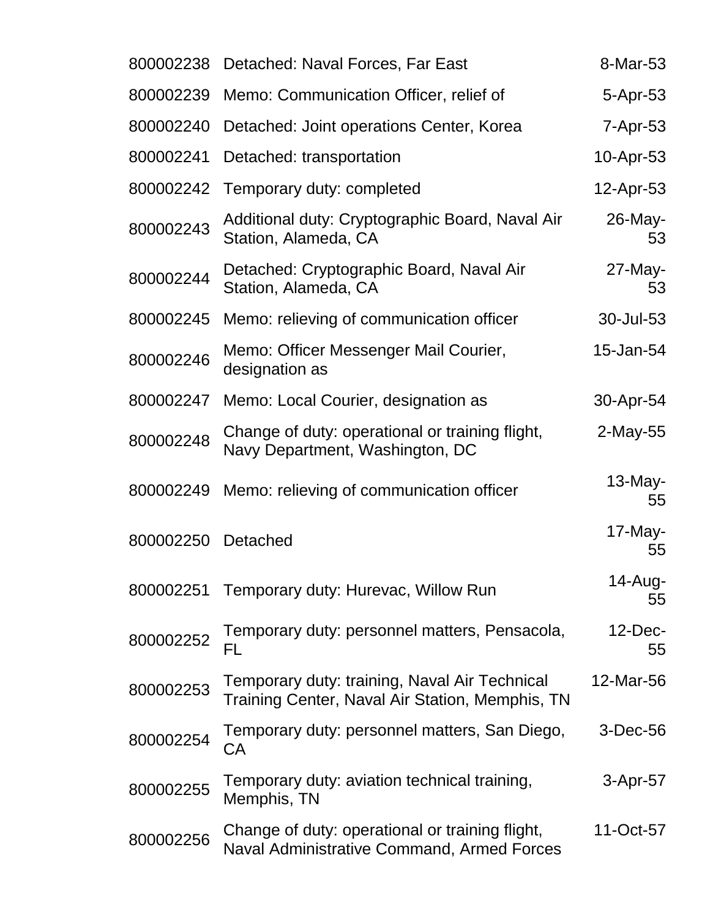| | | |
|---|---|---|
| 800002238 | Detached: Naval Forces, Far East | 8-Mar-53 |
| 800002239 | Memo: Communication Officer, relief of | 5-Apr-53 |
| 800002240 | Detached: Joint operations Center, Korea | 7-Apr-53 |
| 800002241 | Detached: transportation | 10-Apr-53 |
| 800002242 | Temporary duty: completed | 12-Apr-53 |
| 800002243 | Additional duty: Cryptographic Board, Naval Air Station, Alameda, CA | 26-May-53 |
| 800002244 | Detached: Cryptographic Board, Naval Air Station, Alameda, CA | 27-May-53 |
| 800002245 | Memo: relieving of communication officer | 30-Jul-53 |
| 800002246 | Memo: Officer Messenger Mail Courier, designation as | 15-Jan-54 |
| 800002247 | Memo: Local Courier, designation as | 30-Apr-54 |
| 800002248 | Change of duty: operational or training flight, Navy Department, Washington, DC | 2-May-55 |
| 800002249 | Memo: relieving of communication officer | 13-May-55 |
| 800002250 | Detached | 17-May-55 |
| 800002251 | Temporary duty: Hurevac, Willow Run | 14-Aug-55 |
| 800002252 | Temporary duty: personnel matters, Pensacola, FL | 12-Dec-55 |
| 800002253 | Temporary duty: training, Naval Air Technical Training Center, Naval Air Station, Memphis, TN | 12-Mar-56 |
| 800002254 | Temporary duty: personnel matters, San Diego, CA | 3-Dec-56 |
| 800002255 | Temporary duty: aviation technical training, Memphis, TN | 3-Apr-57 |
| 800002256 | Change of duty: operational or training flight, Naval Administrative Command, Armed Forces | 11-Oct-57 |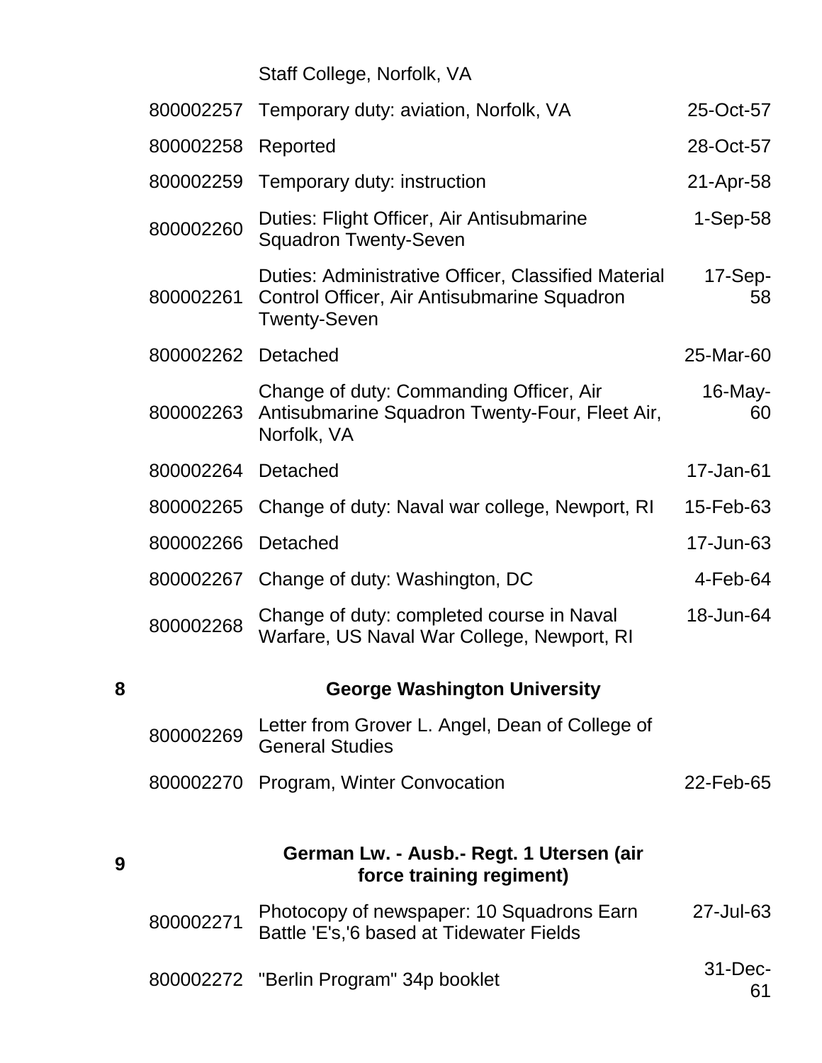| | | | |
|---|---|---|---|
| | | Staff College, Norfolk, VA | |
| | 800002257 | Temporary duty: aviation, Norfolk, VA | 25-Oct-57 |
| | 800002258 | Reported | 28-Oct-57 |
| | 800002259 | Temporary duty: instruction | 21-Apr-58 |
| | 800002260 | Duties: Flight Officer, Air Antisubmarine Squadron Twenty-Seven | 1-Sep-58 |
| | 800002261 | Duties: Administrative Officer, Classified Material Control Officer, Air Antisubmarine Squadron Twenty-Seven | 17-Sep-58 |
| | 800002262 | Detached | 25-Mar-60 |
| | 800002263 | Change of duty: Commanding Officer, Air Antisubmarine Squadron Twenty-Four, Fleet Air, Norfolk, VA | 16-May-60 |
| | 800002264 | Detached | 17-Jan-61 |
| | 800002265 | Change of duty: Naval war college, Newport, RI | 15-Feb-63 |
| | 800002266 | Detached | 17-Jun-63 |
| | 800002267 | Change of duty: Washington, DC | 4-Feb-64 |
| | 800002268 | Change of duty: completed course in Naval Warfare, US Naval War College, Newport, RI | 18-Jun-64 |
| **8** | | **George Washington University** | |
| | 800002269 | Letter from Grover L. Angel, Dean of College of General Studies | |
| | 800002270 | Program, Winter Convocation | 22-Feb-65 |
| **9** | | **German Lw. - Ausb.- Regt. 1 Utersen (air force training regiment)** | |
| | 800002271 | Photocopy of newspaper: 10 Squadrons Earn Battle 'E's,'6 based at Tidewater Fields | 27-Jul-63 |
| | 800002272 | "Berlin Program" 34p booklet | 31-Dec-61 |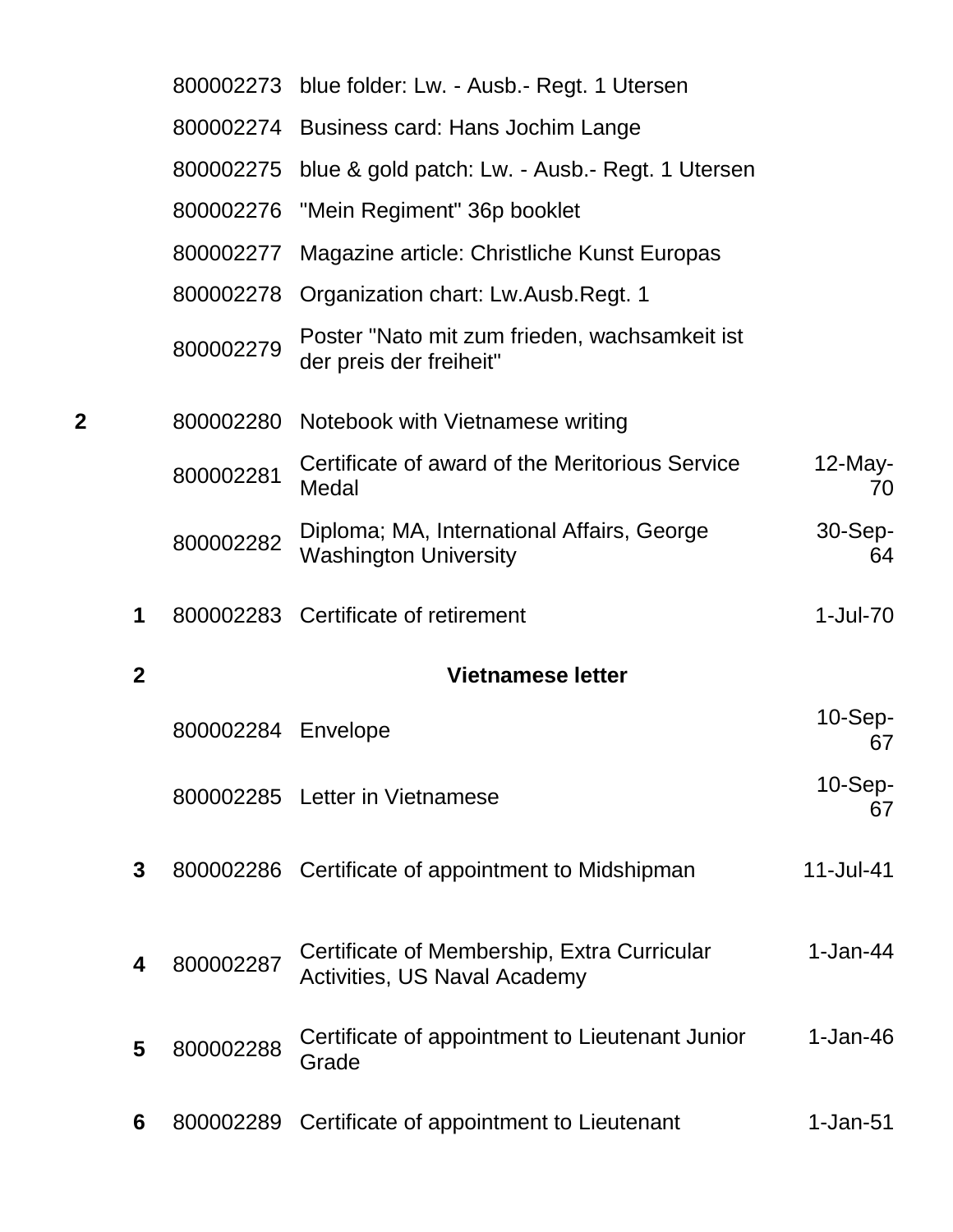| | | | | |
|---|---|---|---|---|
| | | 800002273 | blue folder: Lw. - Ausb.- Regt. 1 Utersen | |
| | | 800002274 | Business card: Hans Jochim Lange | |
| | | 800002275 | blue & gold patch: Lw. - Ausb.- Regt. 1 Utersen | |
| | | 800002276 | "Mein Regiment" 36p booklet | |
| | | 800002277 | Magazine article: Christliche Kunst Europas | |
| | | 800002278 | Organization chart: Lw.Ausb.Regt. 1 | |
| | | 800002279 | Poster "Nato mit zum frieden, wachsamkeit ist der preis der freiheit" | |
| **2** | | 800002280 | Notebook with Vietnamese writing | |
| | | 800002281 | Certificate of award of the Meritorious Service Medal | 12-May-70 |
| | | 800002282 | Diploma; MA, International Affairs, George Washington University | 30-Sep-64 |
| | **1** | 800002283 | Certificate of retirement | 1-Jul-70 |
| | **2** | | **Vietnamese letter** | |
| | | 800002284 | Envelope | 10-Sep-67 |
| | | 800002285 | Letter in Vietnamese | 10-Sep-67 |
| | **3** | 800002286 | Certificate of appointment to Midshipman | 11-Jul-41 |
| | **4** | 800002287 | Certificate of Membership, Extra Curricular Activities, US Naval Academy | 1-Jan-44 |
| | **5** | 800002288 | Certificate of appointment to Lieutenant Junior Grade | 1-Jan-46 |
| | **6** | 800002289 | Certificate of appointment to Lieutenant | 1-Jan-51 |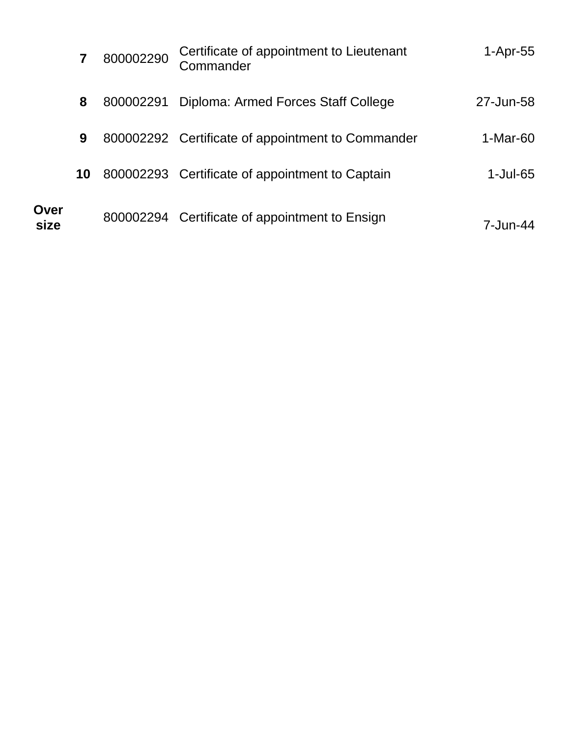| | | | | |
|---|---|---|---|---|
| | **7** | 800002290 | Certificate of appointment to Lieutenant Commander | 1-Apr-55 |
| | **8** | 800002291 | Diploma: Armed Forces Staff College | 27-Jun-58 |
| | **9** | 800002292 | Certificate of appointment to Commander | 1-Mar-60 |
| | **10** | 800002293 | Certificate of appointment to Captain | 1-Jul-65 |
| **Over size** | | 800002294 | Certificate of appointment to Ensign | 7-Jun-44 |